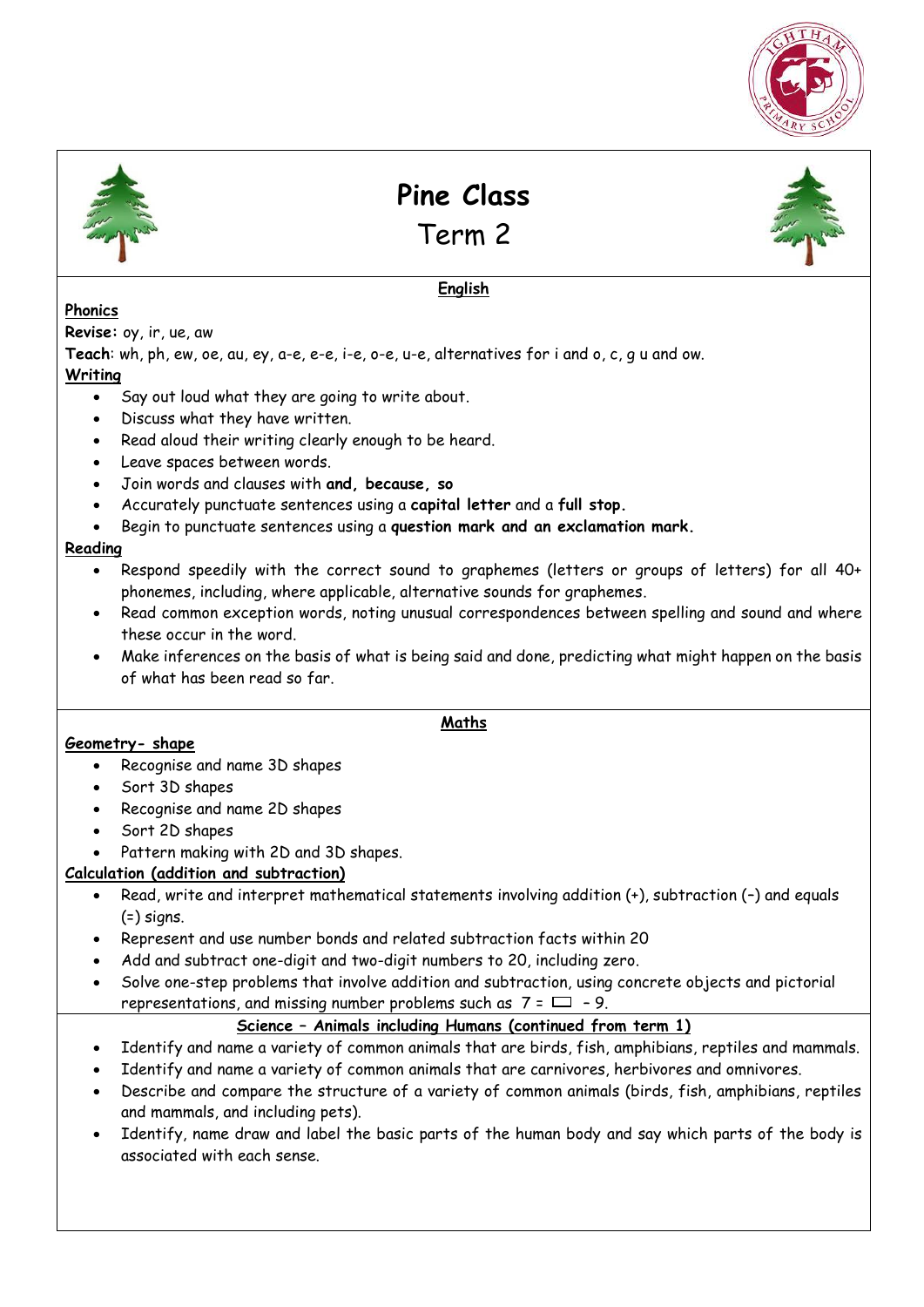# Pine Class

## Term 2

## English

### Phonics

**Revise:** oy, ir, ue, aw

**Teach**: wh, ph, ew, oe, au, ey, a-e, e-e, i-e, o-e, u-e, alternatives for i and o, c, g u and ow.

### Writing

- Say out loud what they are going to write about.
- Discuss what they have written.
- Read aloud their writing clearly enough to be heard.
- Leave spaces between words.
- Join words and clauses with **and, because, so**
- Accurately punctuate sentences using a **capital letter** and a **full stop.**
- Begin to punctuate sentences using a **question mark and an exclamation mark.**

### Reading

- Respond speedily with the correct sound to graphemes (letters or groups of letters) for all 40+ phonemes, including, where applicable, alternative sounds for graphemes.
- Read common exception words, noting unusual correspondences between spelling and sound and where these occur in the word.
- Make inferences on the basis of what is being said and done, predicting what might happen on the basis of what has been read so far.

## Maths

### Geometry- shape

- Recognise and name 3D shapes
- Sort 3D shapes
- Recognise and name 2D shapes
- Sort 2D shapes
- Pattern making with 2D and 3D shapes.

### Calculation (addition and subtraction)

- Read, write and interpret mathematical statements involving addition (+), subtraction (–) and equals (=) signs.
- Represent and use number bonds and related subtraction facts within 20
- Add and subtract one-digit and two-digit numbers to 20, including zero.
- Solve one-step problems that involve addition and subtraction, using concrete objects and pictorial representations, and missing number problems such as $7 = \square - 9$.

## Science – Animals including Humans (continued from term 1)

- Identify and name a variety of common animals that are birds, fish, amphibians, reptiles and mammals.
- Identify and name a variety of common animals that are carnivores, herbivores and omnivores.
- Describe and compare the structure of a variety of common animals (birds, fish, amphibians, reptiles and mammals, and including pets).
- Identify, name draw and label the basic parts of the human body and say which parts of the body is associated with each sense.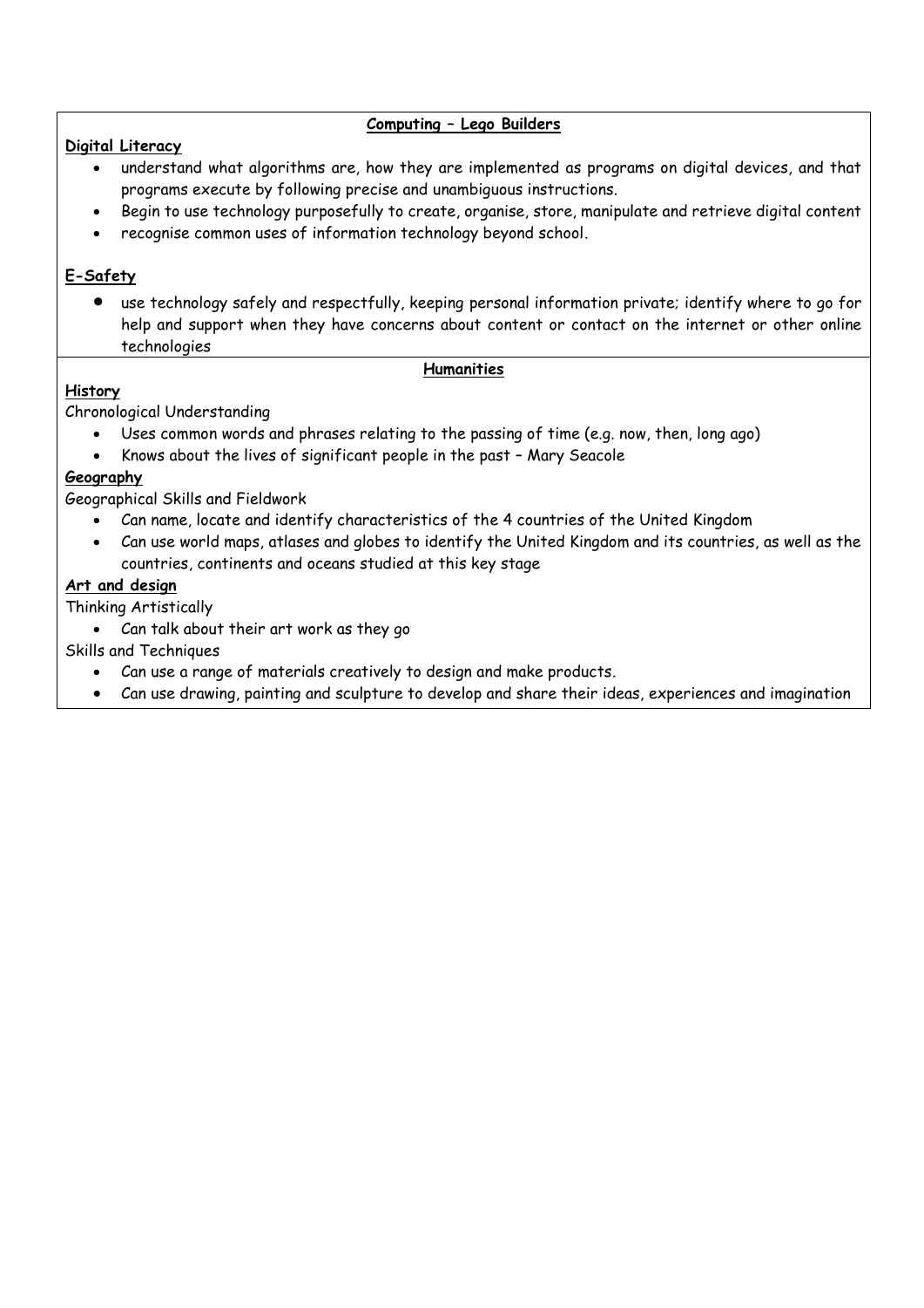## Computing – Lego Builders

**Digital Literacy**

- understand what algorithms are, how they are implemented as programs on digital devices, and that programs execute by following precise and unambiguous instructions.
- Begin to use technology purposefully to create, organise, store, manipulate and retrieve digital content
- recognise common uses of information technology beyond school.

**E-Safety**

- use technology safely and respectfully, keeping personal information private; identify where to go for help and support when they have concerns about content or contact on the internet or other online technologies

## Humanities

**History**

Chronological Understanding

- Uses common words and phrases relating to the passing of time (e.g. now, then, long ago)
- Knows about the lives of significant people in the past – Mary Seacole

**Geography**

Geographical Skills and Fieldwork

- Can name, locate and identify characteristics of the 4 countries of the United Kingdom
- Can use world maps, atlases and globes to identify the United Kingdom and its countries, as well as the countries, continents and oceans studied at this key stage

**Art and design**

Thinking Artistically

- Can talk about their art work as they go

Skills and Techniques

- Can use a range of materials creatively to design and make products.
- Can use drawing, painting and sculpture to develop and share their ideas, experiences and imagination